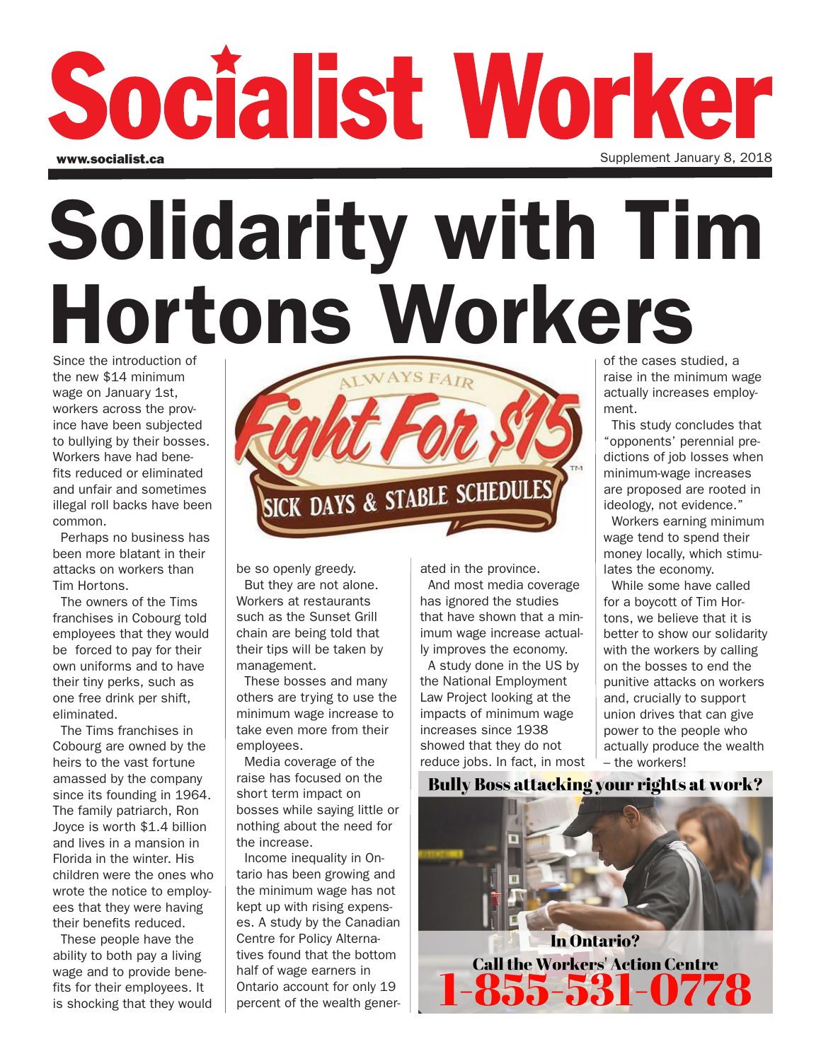# Socialist Worker

www.socialist.ca

Supplement January 8, 2018

# Solidarity with Tim Hortons Workers

Since the introduction of the new $14 minimum wage on January 1st, workers across the province have been subjected to bullying by their bosses. Workers have had benefits reduced or eliminated and unfair and sometimes illegal roll backs have been common.

Perhaps no business has been more blatant in their attacks on workers than Tim Hortons.

The owners of the Tims franchises in Cobourg told employees that they would be forced to pay for their own uniforms and to have their tiny perks, such as one free drink per shift, eliminated.

The Tims franchises in Cobourg are owned by the heirs to the vast fortune amassed by the company since its founding in 1964. The family patriarch, Ron Joyce is worth $1.4 billion and lives in a mansion in Florida in the winter. His children were the ones who wrote the notice to employees that they were having their benefits reduced.

These people have the ability to both pay a living wage and to provide benefits for their employees. It is shocking that they would be so openly greedy.

But they are not alone. Workers at restaurants such as the Sunset Grill chain are being told that their tips will be taken by management.

These bosses and many others are trying to use the minimum wage increase to take even more from their employees.

Media coverage of the raise has focused on the short term impact on bosses while saying little or nothing about the need for the increase.

Income inequality in Ontario has been growing and the minimum wage has not kept up with rising expenses. A study by the Canadian Centre for Policy Alternatives found that the bottom half of wage earners in Ontario account for only 19 percent of the wealth generated in the province.

And most media coverage has ignored the studies that have shown that a minimum wage increase actually improves the economy.

A study done in the US by the National Employment Law Project looking at the impacts of minimum wage increases since 1938 showed that they do not reduce jobs. In fact, in most of the cases studied, a raise in the minimum wage actually increases employment.

This study concludes that "opponents' perennial predictions of job losses when minimum-wage increases are proposed are rooted in ideology, not evidence."

Workers earning minimum wage tend to spend their money locally, which stimulates the economy.

While some have called for a boycott of Tim Hortons, we believe that it is better to show our solidarity with the workers by calling on the bosses to end the punitive attacks on workers and, crucially to support union drives that can give power to the people who actually produce the wealth – the workers!

ALWAYS FAIR

Fight For $15™

SICK DAYS & STABLE SCHEDULES

**Bully Boss attacking your rights at work?**

**In Ontario?**

**Call the Workers' Action Centre**

**1-855-531-0778**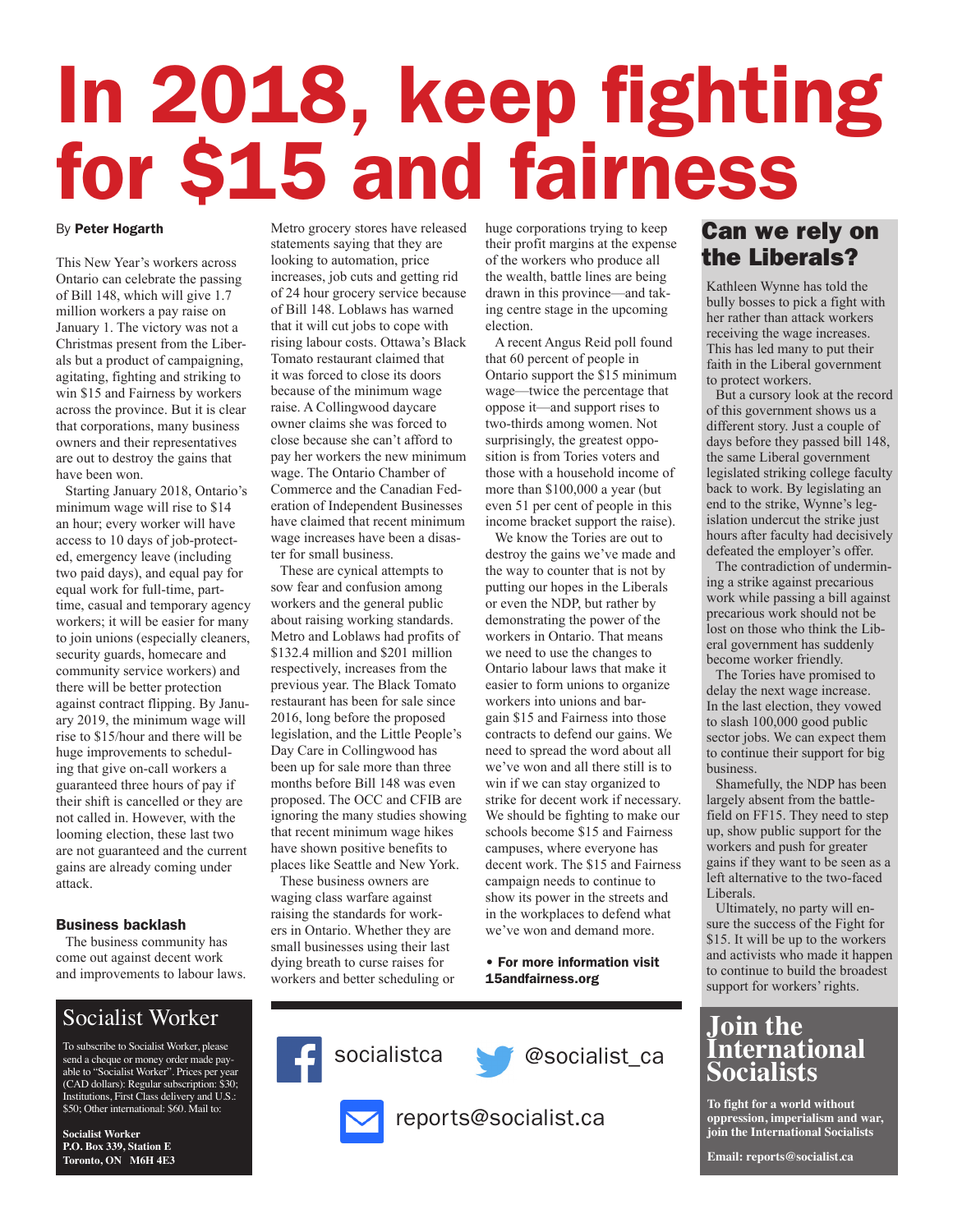# In 2018, keep fighting for $15 and fairness

By **Peter Hogarth**

This New Year's workers across Ontario can celebrate the passing of Bill 148, which will give 1.7 million workers a pay raise on January 1. The victory was not a Christmas present from the Liberals but a product of campaigning, agitating, fighting and striking to win $15 and Fairness by workers across the province. But it is clear that corporations, many business owners and their representatives are out to destroy the gains that have been won.

Starting January 2018, Ontario's minimum wage will rise to $14 an hour; every worker will have access to 10 days of job-protected, emergency leave (including two paid days), and equal pay for equal work for full-time, part-time, casual and temporary agency workers; it will be easier for many to join unions (especially cleaners, security guards, homecare and community service workers) and there will be better protection against contract flipping. By January 2019, the minimum wage will rise to $15/hour and there will be huge improvements to scheduling that give on-call workers a guaranteed three hours of pay if their shift is cancelled or they are not called in. However, with the looming election, these last two are not guaranteed and the current gains are already coming under attack.

### Business backlash

The business community has come out against decent work and improvements to labour laws. Metro grocery stores have released statements saying that they are looking to automation, price increases, job cuts and getting rid of 24 hour grocery service because of Bill 148. Loblaws has warned that it will cut jobs to cope with rising labour costs. Ottawa's Black Tomato restaurant claimed that it was forced to close its doors because of the minimum wage raise. A Collingwood daycare owner claims she was forced to close because she can't afford to pay her workers the new minimum wage. The Ontario Chamber of Commerce and the Canadian Federation of Independent Businesses have claimed that recent minimum wage increases have been a disaster for small business.

These are cynical attempts to sow fear and confusion among workers and the general public about raising working standards. Metro and Loblaws had profits of $132.4 million and $201 million respectively, increases from the previous year. The Black Tomato restaurant has been for sale since 2016, long before the proposed legislation, and the Little People's Day Care in Collingwood has been up for sale more than three months before Bill 148 was even proposed. The OCC and CFIB are ignoring the many studies showing that recent minimum wage hikes have shown positive benefits to places like Seattle and New York.

These business owners are waging class warfare against raising the standards for workers in Ontario. Whether they are small businesses using their last dying breath to curse raises for workers and better scheduling or huge corporations trying to keep their profit margins at the expense of the workers who produce all the wealth, battle lines are being drawn in this province—and taking centre stage in the upcoming election.

A recent Angus Reid poll found that 60 percent of people in Ontario support the $15 minimum wage—twice the percentage that oppose it—and support rises to two-thirds among women. Not surprisingly, the greatest opposition is from Tories voters and those with a household income of more than $100,000 a year (but even 51 per cent of people in this income bracket support the raise).

We know the Tories are out to destroy the gains we've made and the way to counter that is not by putting our hopes in the Liberals or even the NDP, but rather by demonstrating the power of the workers in Ontario. That means we need to use the changes to Ontario labour laws that make it easier to form unions to organize workers into unions and bargain $15 and Fairness into those contracts to defend our gains. We need to spread the word about all we've won and all there still is to win if we can stay organized to strike for decent work if necessary. We should be fighting to make our schools become $15 and Fairness campuses, where everyone has decent work. The $15 and Fairness campaign needs to continue to show its power in the streets and in the workplaces to defend what we've won and demand more.

- **For more information visit 15andfairness.org**

## Can we rely on the Liberals?

Kathleen Wynne has told the bully bosses to pick a fight with her rather than attack workers receiving the wage increases. This has led many to put their faith in the Liberal government to protect workers.

But a cursory look at the record of this government shows us a different story. Just a couple of days before they passed bill 148, the same Liberal government legislated striking college faculty back to work. By legislating an end to the strike, Wynne's legislation undercut the strike just hours after faculty had decisively defeated the employer's offer.

The contradiction of undermining a strike against precarious work while passing a bill against precarious work should not be lost on those who think the Liberal government has suddenly become worker friendly.

The Tories have promised to delay the next wage increase. In the last election, they vowed to slash 100,000 good public sector jobs. We can expect them to continue their support for big business.

Shamefully, the NDP has been largely absent from the battlefield on FF15. They need to step up, show public support for the workers and push for greater gains if they want to be seen as a left alternative to the two-faced Liberals.

Ultimately, no party will ensure the success of the Fight for $15. It will be up to the workers and activists who made it happen to continue to build the broadest support for workers' rights.

## Socialist Worker

To subscribe to Socialist Worker, please send a cheque or money order made payable to "Socialist Worker". Prices per year (CAD dollars): Regular subscription: $30; Institutions, First Class delivery and U.S.: $50; Other international: $60. Mail to:

**Socialist Worker**
**P.O. Box 339, Station E**
**Toronto, ON M6H 4E3**

socialistca

@socialist_ca

reports@socialist.ca

## Join the International Socialists

**To fight for a world without oppression, imperialism and war, join the International Socialists**

**Email: reports@socialist.ca**